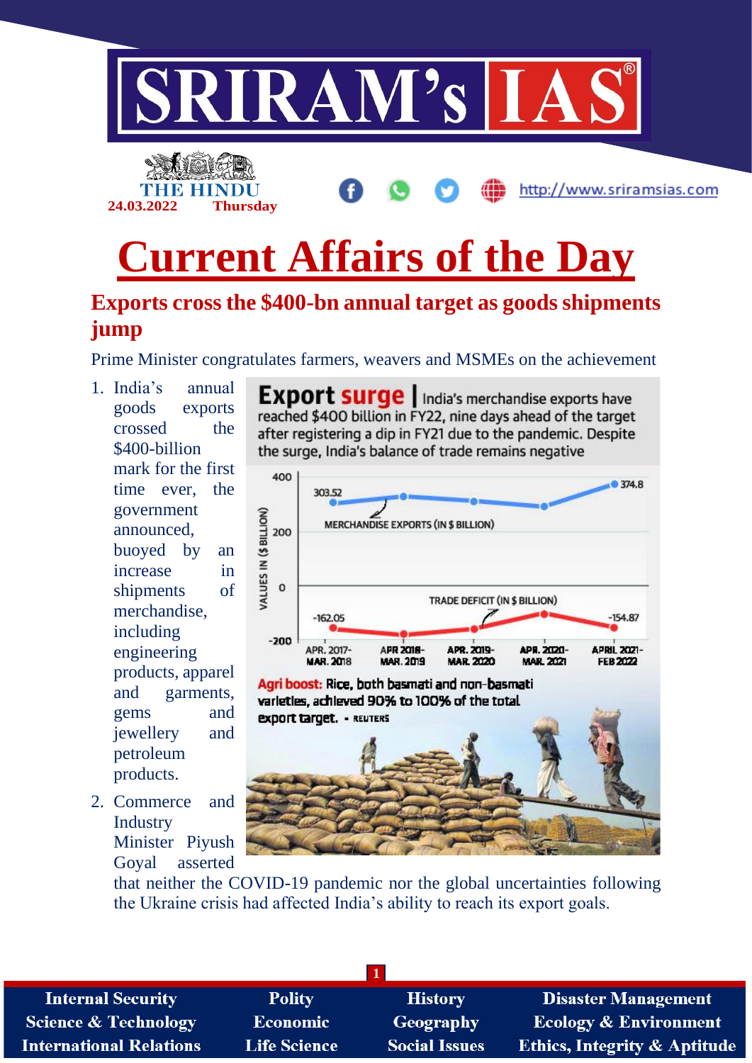# Current Affairs of the Day

## Exports cross the $400-bn annual target as goods shipments jump

Prime Minister congratulates farmers, weavers and MSMEs on the achievement

1. India's annual goods exports crossed the $400-billion mark for the first time ever, the government announced, buoyed by an increase in shipments of merchandise, including engineering products, apparel and garments, gems and jewellery and petroleum products.
2. Commerce and Industry Minister Piyush Goyal asserted that neither the COVID-19 pandemic nor the global uncertainties following the Ukraine crisis had affected India's ability to reach its export goals.

**Export surge** | India's merchandise exports have reached $400 billion in FY22, nine days ahead of the target after registering a dip in FY21 due to the pandemic. Despite the surge, India's balance of trade remains negative

| Period | Merchandise exports (in $ billion) | Trade deficit (in $ billion) |
|---|---|---|
| Apr. 2017-Mar. 2018 | 303.52 | -162.05 |
| Apr. 2018-Mar. 2019 | | |
| Apr. 2019-Mar. 2020 | | |
| Apr. 2020-Mar. 2021 | | |
| April 2021-Feb 2022 | 374.8 | -154.87 |

**Agri boost:** Rice, both basmati and non-basmati varieties, achieved 90% to 100% of the total export target. - REUTERS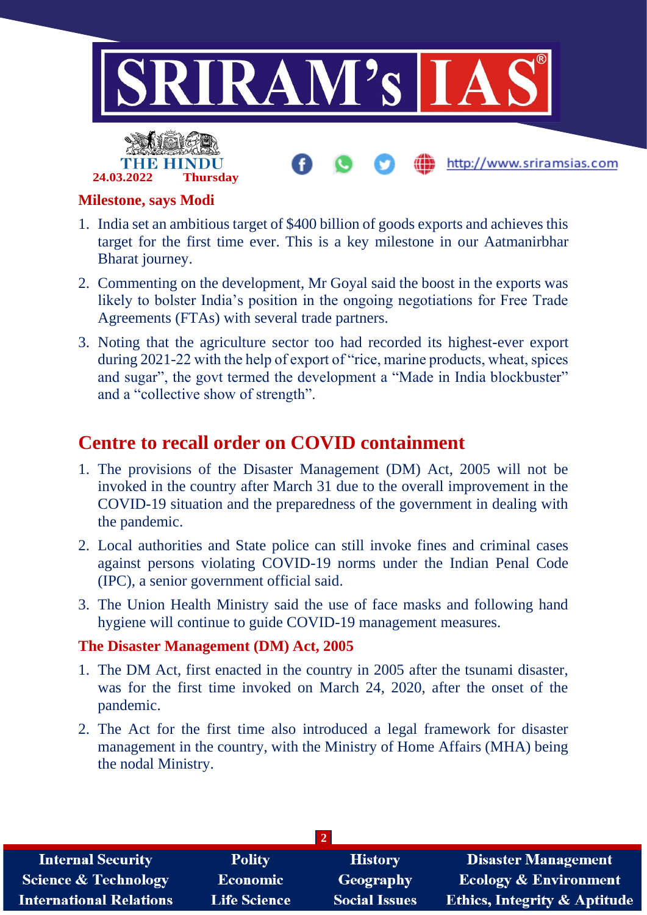### Milestone, says Modi

1. India set an ambitious target of $400 billion of goods exports and achieves this target for the first time ever. This is a key milestone in our Aatmanirbhar Bharat journey.
2. Commenting on the development, Mr Goyal said the boost in the exports was likely to bolster India's position in the ongoing negotiations for Free Trade Agreements (FTAs) with several trade partners.
3. Noting that the agriculture sector too had recorded its highest-ever export during 2021-22 with the help of export of "rice, marine products, wheat, spices and sugar", the govt termed the development a "Made in India blockbuster" and a "collective show of strength".

## Centre to recall order on COVID containment

1. The provisions of the Disaster Management (DM) Act, 2005 will not be invoked in the country after March 31 due to the overall improvement in the COVID-19 situation and the preparedness of the government in dealing with the pandemic.
2. Local authorities and State police can still invoke fines and criminal cases against persons violating COVID-19 norms under the Indian Penal Code (IPC), a senior government official said.
3. The Union Health Ministry said the use of face masks and following hand hygiene will continue to guide COVID-19 management measures.

### The Disaster Management (DM) Act, 2005

1. The DM Act, first enacted in the country in 2005 after the tsunami disaster, was for the first time invoked on March 24, 2020, after the onset of the pandemic.
2. The Act for the first time also introduced a legal framework for disaster management in the country, with the Ministry of Home Affairs (MHA) being the nodal Ministry.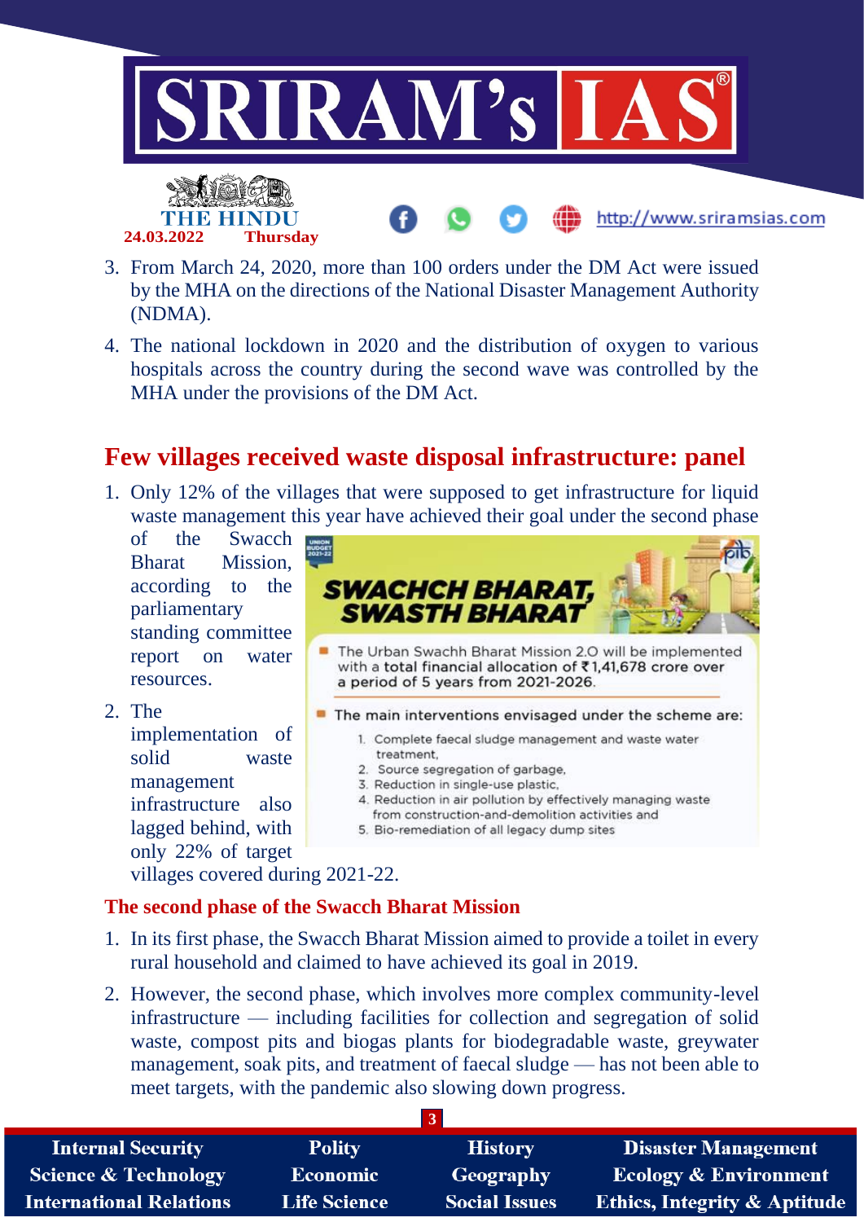3. From March 24, 2020, more than 100 orders under the DM Act were issued by the MHA on the directions of the National Disaster Management Authority (NDMA).
4. The national lockdown in 2020 and the distribution of oxygen to various hospitals across the country during the second wave was controlled by the MHA under the provisions of the DM Act.

## Few villages received waste disposal infrastructure: panel

1. Only 12% of the villages that were supposed to get infrastructure for liquid waste management this year have achieved their goal under the second phase of the Swacch Bharat Mission, according to the parliamentary standing committee report on water resources.
2. The implementation of solid waste management infrastructure also lagged behind, with only 22% of target villages covered during 2021-22.

**SWACHCH BHARAT, SWASTH BHARAT**

- The Urban Swachh Bharat Mission 2.0 will be implemented with a **total financial allocation of ₹1,41,678 crore over** a period of 5 years from 2021-2026.
- The main interventions envisaged under the scheme are:
  1. Complete faecal sludge management and waste water treatment,
  2. Source segregation of garbage,
  3. Reduction in single-use plastic,
  4. Reduction in air pollution by effectively managing waste from construction-and-demolition activities and
  5. Bio-remediation of all legacy dump sites

### The second phase of the Swacch Bharat Mission

1. In its first phase, the Swacch Bharat Mission aimed to provide a toilet in every rural household and claimed to have achieved its goal in 2019.
2. However, the second phase, which involves more complex community-level infrastructure — including facilities for collection and segregation of solid waste, compost pits and biogas plants for biodegradable waste, greywater management, soak pits, and treatment of faecal sludge — has not been able to meet targets, with the pandemic also slowing down progress.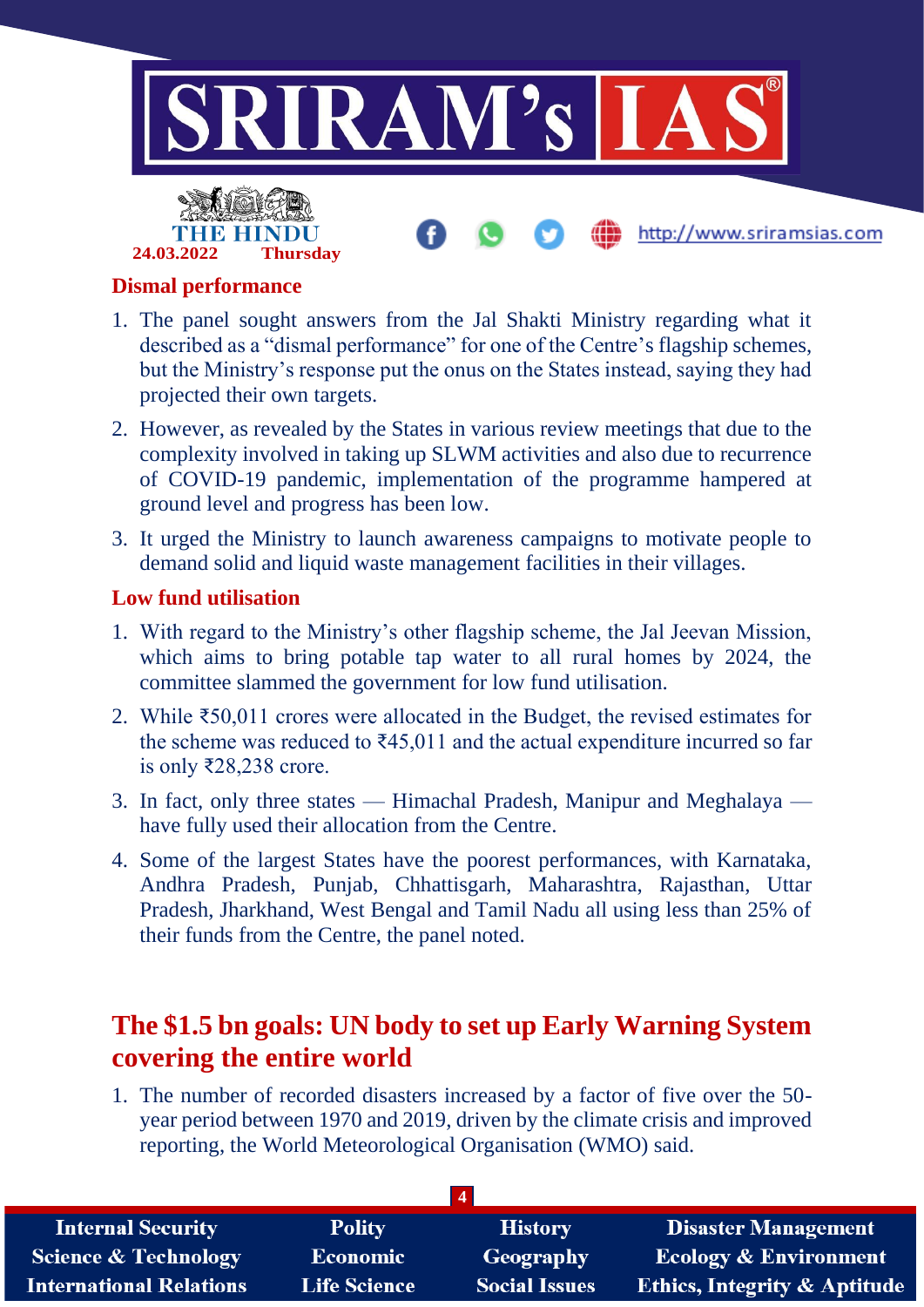### Dismal performance

1. The panel sought answers from the Jal Shakti Ministry regarding what it described as a "dismal performance" for one of the Centre's flagship schemes, but the Ministry's response put the onus on the States instead, saying they had projected their own targets.
2. However, as revealed by the States in various review meetings that due to the complexity involved in taking up SLWM activities and also due to recurrence of COVID-19 pandemic, implementation of the programme hampered at ground level and progress has been low.
3. It urged the Ministry to launch awareness campaigns to motivate people to demand solid and liquid waste management facilities in their villages.

### Low fund utilisation

1. With regard to the Ministry's other flagship scheme, the Jal Jeevan Mission, which aims to bring potable tap water to all rural homes by 2024, the committee slammed the government for low fund utilisation.
2. While ₹50,011 crores were allocated in the Budget, the revised estimates for the scheme was reduced to ₹45,011 and the actual expenditure incurred so far is only ₹28,238 crore.
3. In fact, only three states — Himachal Pradesh, Manipur and Meghalaya — have fully used their allocation from the Centre.
4. Some of the largest States have the poorest performances, with Karnataka, Andhra Pradesh, Punjab, Chhattisgarh, Maharashtra, Rajasthan, Uttar Pradesh, Jharkhand, West Bengal and Tamil Nadu all using less than 25% of their funds from the Centre, the panel noted.

## The $1.5 bn goals: UN body to set up Early Warning System covering the entire world

1. The number of recorded disasters increased by a factor of five over the 50-year period between 1970 and 2019, driven by the climate crisis and improved reporting, the World Meteorological Organisation (WMO) said.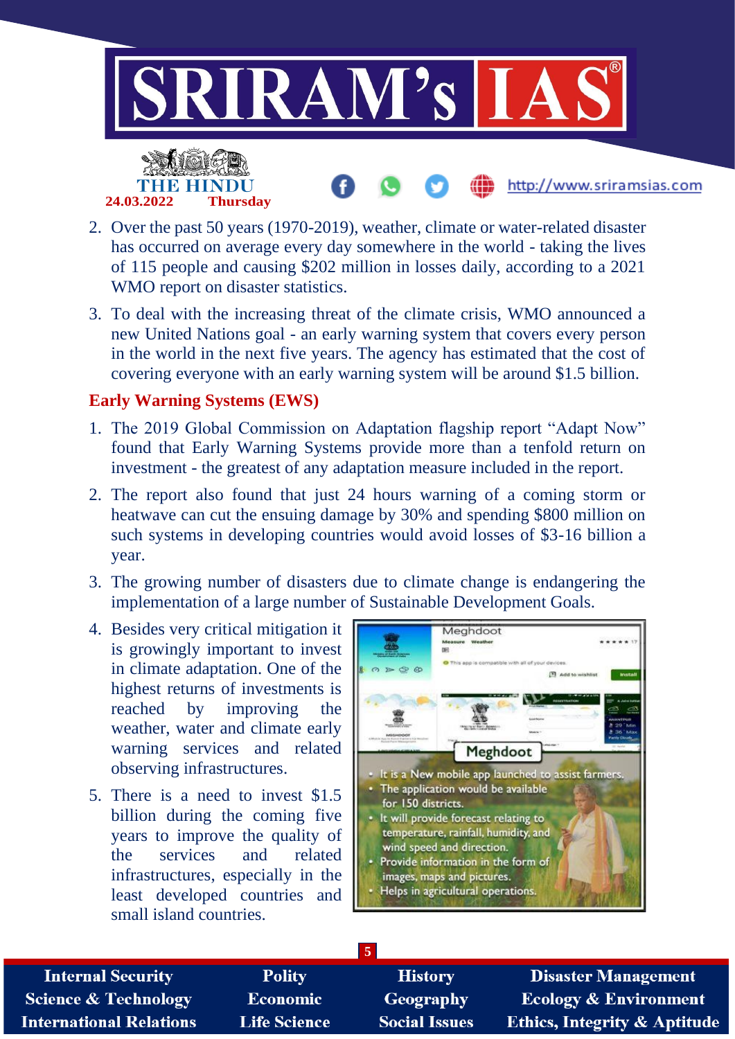2. Over the past 50 years (1970-2019), weather, climate or water-related disaster has occurred on average every day somewhere in the world - taking the lives of 115 people and causing $202 million in losses daily, according to a 2021 WMO report on disaster statistics.
3. To deal with the increasing threat of the climate crisis, WMO announced a new United Nations goal - an early warning system that covers every person in the world in the next five years. The agency has estimated that the cost of covering everyone with an early warning system will be around $1.5 billion.

## Early Warning Systems (EWS)

1. The 2019 Global Commission on Adaptation flagship report "Adapt Now" found that Early Warning Systems provide more than a tenfold return on investment - the greatest of any adaptation measure included in the report.
2. The report also found that just 24 hours warning of a coming storm or heatwave can cut the ensuing damage by 30% and spending $800 million on such systems in developing countries would avoid losses of $3-16 billion a year.
3. The growing number of disasters due to climate change is endangering the implementation of a large number of Sustainable Development Goals.
4. Besides very critical mitigation it is growingly important to invest in climate adaptation. One of the highest returns of investments is reached by improving the weather, water and climate early warning services and related observing infrastructures.
5. There is a need to invest $1.5 billion during the coming five years to improve the quality of the services and related infrastructures, especially in the least developed countries and small island countries.

**Meghdoot**

- It is a New mobile app launched to assist farmers.
- The application would be available for 150 districts.
- It will provide forecast relating to temperature, rainfall, humidity, and wind speed and direction.
- Provide information in the form of images, maps and pictures.
- Helps in agricultural operations.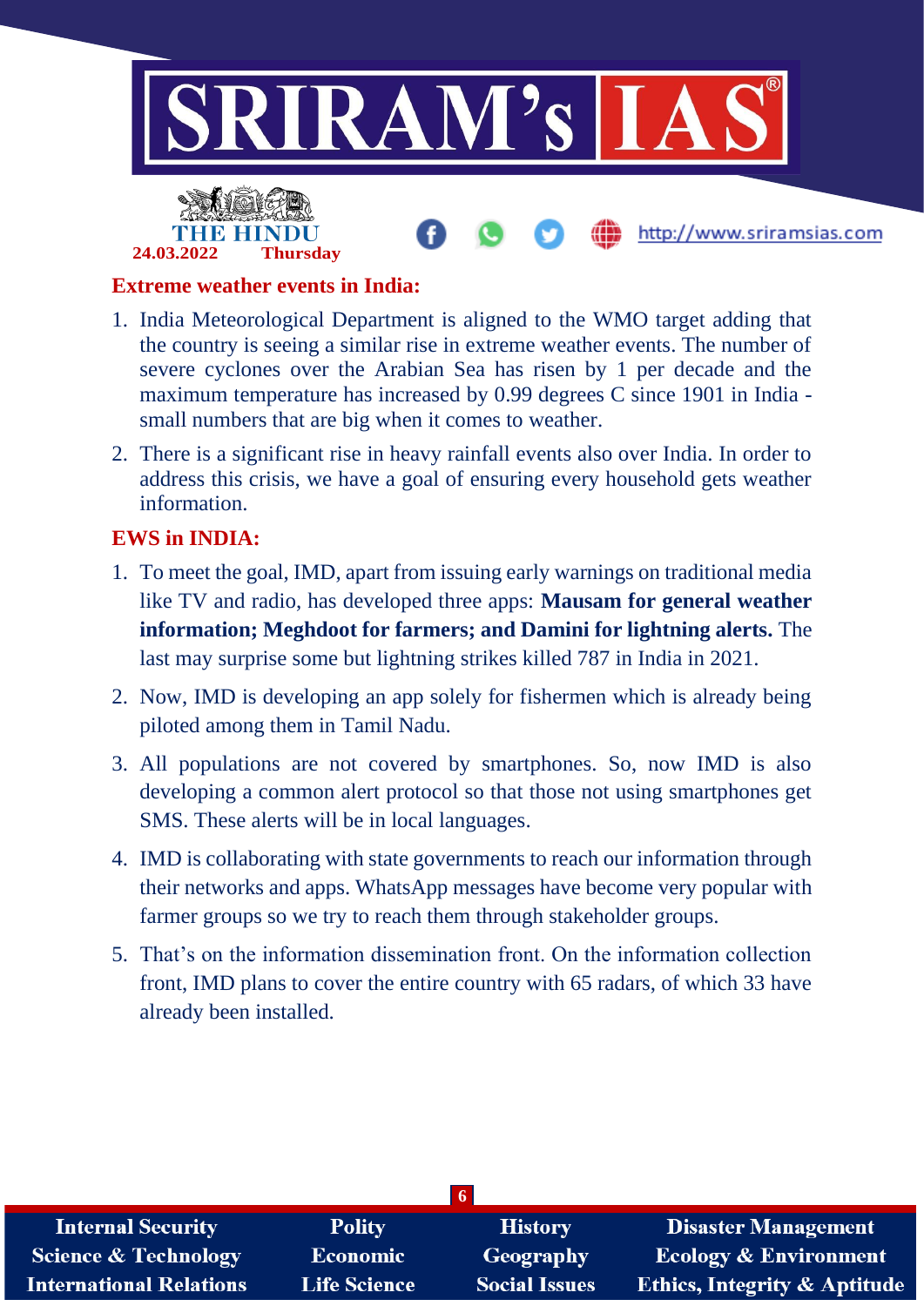## Extreme weather events in India:

1. India Meteorological Department is aligned to the WMO target adding that the country is seeing a similar rise in extreme weather events. The number of severe cyclones over the Arabian Sea has risen by 1 per decade and the maximum temperature has increased by 0.99 degrees C since 1901 in India - small numbers that are big when it comes to weather.
2. There is a significant rise in heavy rainfall events also over India. In order to address this crisis, we have a goal of ensuring every household gets weather information.

## EWS in INDIA:

1. To meet the goal, IMD, apart from issuing early warnings on traditional media like TV and radio, has developed three apps: **Mausam for general weather information; Meghdoot for farmers; and Damini for lightning alerts.** The last may surprise some but lightning strikes killed 787 in India in 2021.
2. Now, IMD is developing an app solely for fishermen which is already being piloted among them in Tamil Nadu.
3. All populations are not covered by smartphones. So, now IMD is also developing a common alert protocol so that those not using smartphones get SMS. These alerts will be in local languages.
4. IMD is collaborating with state governments to reach our information through their networks and apps. WhatsApp messages have become very popular with farmer groups so we try to reach them through stakeholder groups.
5. That's on the information dissemination front. On the information collection front, IMD plans to cover the entire country with 65 radars, of which 33 have already been installed.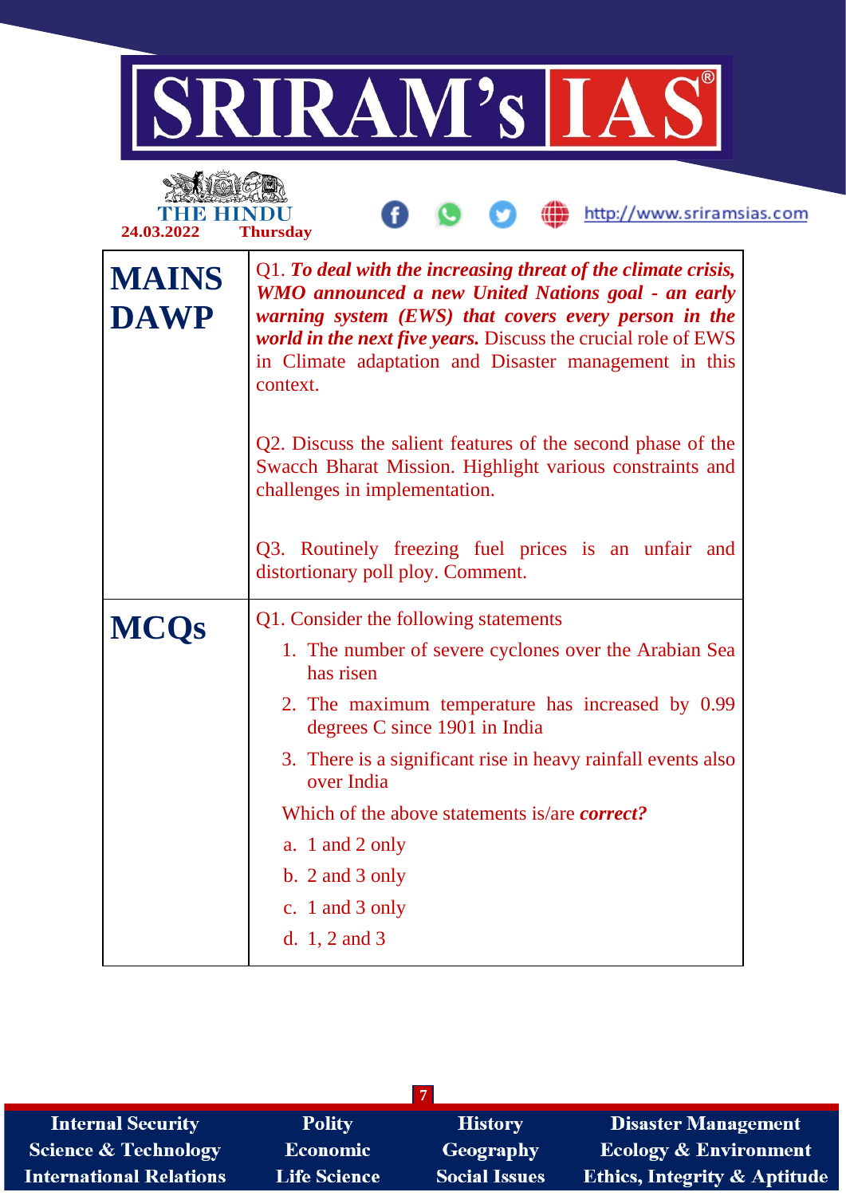24.03.2022 Thursday

| | |
|---|---|
| **MAINS DAWP** | Q1. ***To deal with the increasing threat of the climate crisis, WMO announced a new United Nations goal - an early warning system (EWS) that covers every person in the world in the next five years.*** Discuss the crucial role of EWS in Climate adaptation and Disaster management in this context.<br><br>Q2. Discuss the salient features of the second phase of the Swacch Bharat Mission. Highlight various constraints and challenges in implementation.<br><br>Q3. Routinely freezing fuel prices is an unfair and distortionary poll ploy. Comment. |
| **MCQs** | Q1. Consider the following statements<br>1. The number of severe cyclones over the Arabian Sea has risen<br>2. The maximum temperature has increased by 0.99 degrees C since 1901 in India<br>3. There is a significant rise in heavy rainfall events also over India<br>Which of the above statements is/are ***correct?***<br>a. 1 and 2 only<br>b. 2 and 3 only<br>c. 1 and 3 only<br>d. 1, 2 and 3 |